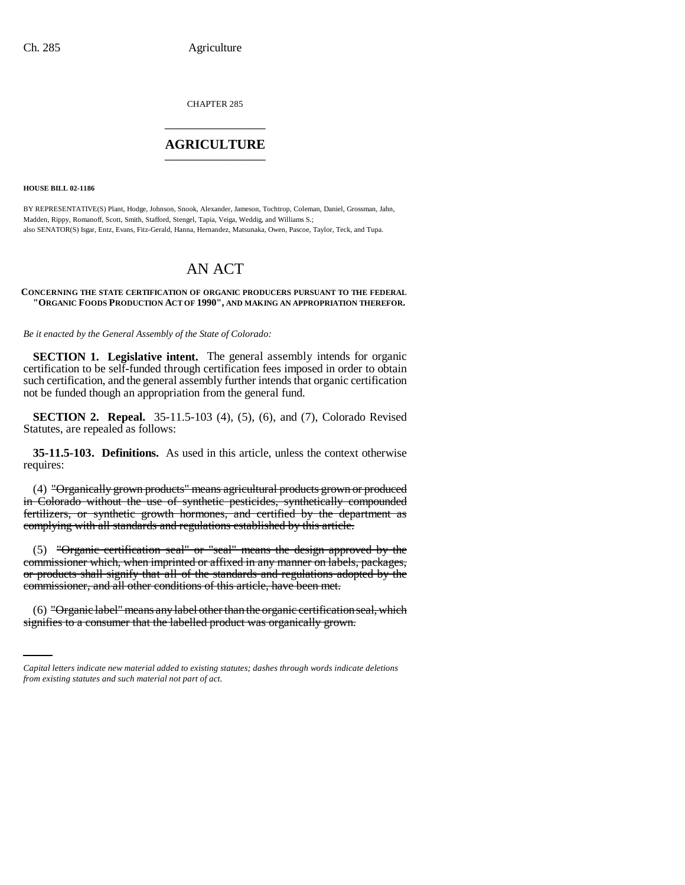CHAPTER 285

# AGRICULTURE

**HOUSE BILL 02-1186**

BY REPRESENTATIVE(S) Plant, Hodge, Johnson, Snook, Alexander, Jameson, Tochtrop, Coleman, Daniel, Grossman, Jahn, Madden, Rippy, Romanoff, Scott, Smith, Stafford, Stengel, Tapia, Veiga, Weddig, and Williams S.;
also SENATOR(S) Isgar, Entz, Evans, Fitz-Gerald, Hanna, Hernandez, Matsunaka, Owen, Pascoe, Taylor, Teck, and Tupa.

# AN ACT

**CONCERNING THE STATE CERTIFICATION OF ORGANIC PRODUCERS PURSUANT TO THE FEDERAL "ORGANIC FOODS PRODUCTION ACT OF 1990", AND MAKING AN APPROPRIATION THEREFOR.**

*Be it enacted by the General Assembly of the State of Colorado:*

**SECTION 1. Legislative intent.** The general assembly intends for organic certification to be self-funded through certification fees imposed in order to obtain such certification, and the general assembly further intends that organic certification not be funded though an appropriation from the general fund.

**SECTION 2. Repeal.** 35-11.5-103 (4), (5), (6), and (7), Colorado Revised Statutes, are repealed as follows:

**35-11.5-103. Definitions.** As used in this article, unless the context otherwise requires:

(4) ~~"Organically grown products" means agricultural products grown or produced in Colorado without the use of synthetic pesticides, synthetically compounded fertilizers, or synthetic growth hormones, and certified by the department as complying with all standards and regulations established by this article.~~

(5) ~~"Organic certification seal" or "seal" means the design approved by the commissioner which, when imprinted or affixed in any manner on labels, packages, or products shall signify that all of the standards and regulations adopted by the commissioner, and all other conditions of this article, have been met.~~

(6) ~~"Organic label" means any label other than the organic certification seal, which signifies to a consumer that the labelled product was organically grown.~~

*Capital letters indicate new material added to existing statutes; dashes through words indicate deletions from existing statutes and such material not part of act.*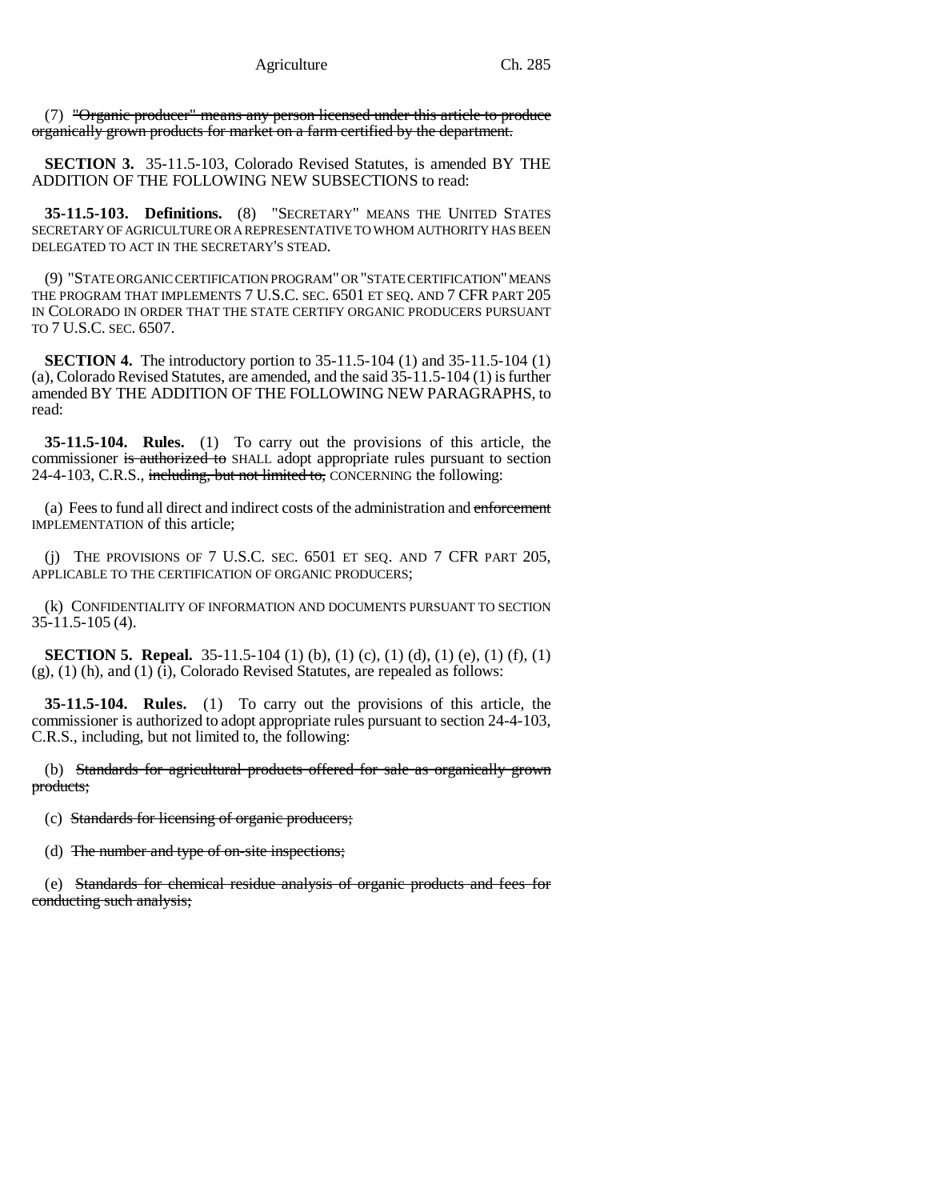(7) ~~"Organic producer" means any person licensed under this article to produce organically grown products for market on a farm certified by the department.~~

**SECTION 3.** 35-11.5-103, Colorado Revised Statutes, is amended BY THE ADDITION OF THE FOLLOWING NEW SUBSECTIONS to read:

**35-11.5-103. Definitions.** (8) "SECRETARY" MEANS THE UNITED STATES SECRETARY OF AGRICULTURE OR A REPRESENTATIVE TO WHOM AUTHORITY HAS BEEN DELEGATED TO ACT IN THE SECRETARY'S STEAD.

(9) "STATE ORGANIC CERTIFICATION PROGRAM" OR "STATE CERTIFICATION" MEANS THE PROGRAM THAT IMPLEMENTS 7 U.S.C. SEC. 6501 ET SEQ. AND 7 CFR PART 205 IN COLORADO IN ORDER THAT THE STATE CERTIFY ORGANIC PRODUCERS PURSUANT TO 7 U.S.C. SEC. 6507.

**SECTION 4.** The introductory portion to 35-11.5-104 (1) and 35-11.5-104 (1) (a), Colorado Revised Statutes, are amended, and the said 35-11.5-104 (1) is further amended BY THE ADDITION OF THE FOLLOWING NEW PARAGRAPHS, to read:

**35-11.5-104. Rules.** (1) To carry out the provisions of this article, the commissioner ~~is authorized to~~ SHALL adopt appropriate rules pursuant to section 24-4-103, C.R.S., ~~including, but not limited to,~~ CONCERNING the following:

(a) Fees to fund all direct and indirect costs of the administration and ~~enforcement~~ IMPLEMENTATION of this article;

(j) THE PROVISIONS OF 7 U.S.C. SEC. 6501 ET SEQ. AND 7 CFR PART 205, APPLICABLE TO THE CERTIFICATION OF ORGANIC PRODUCERS;

(k) CONFIDENTIALITY OF INFORMATION AND DOCUMENTS PURSUANT TO SECTION 35-11.5-105 (4).

**SECTION 5. Repeal.** 35-11.5-104 (1) (b), (1) (c), (1) (d), (1) (e), (1) (f), (1) (g), (1) (h), and (1) (i), Colorado Revised Statutes, are repealed as follows:

**35-11.5-104. Rules.** (1) To carry out the provisions of this article, the commissioner is authorized to adopt appropriate rules pursuant to section 24-4-103, C.R.S., including, but not limited to, the following:

(b) ~~Standards for agricultural products offered for sale as organically grown products;~~

(c) ~~Standards for licensing of organic producers;~~

(d) ~~The number and type of on-site inspections;~~

(e) ~~Standards for chemical residue analysis of organic products and fees for conducting such analysis;~~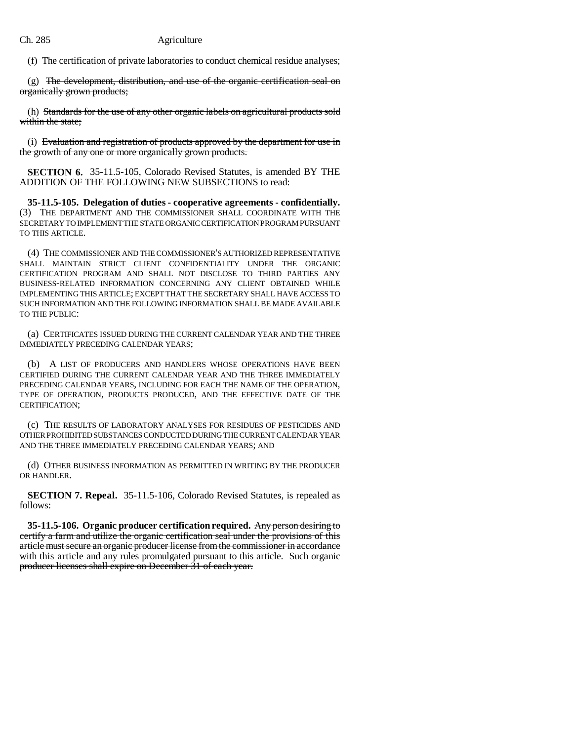(f) ~~The certification of private laboratories to conduct chemical residue analyses;~~

(g) ~~The development, distribution, and use of the organic certification seal on organically grown products;~~

(h) ~~Standards for the use of any other organic labels on agricultural products sold within the state;~~

(i) ~~Evaluation and registration of products approved by the department for use in the growth of any one or more organically grown products.~~

**SECTION 6.** 35-11.5-105, Colorado Revised Statutes, is amended BY THE ADDITION OF THE FOLLOWING NEW SUBSECTIONS to read:

**35-11.5-105. Delegation of duties - cooperative agreements - confidentially.** (3) THE DEPARTMENT AND THE COMMISSIONER SHALL COORDINATE WITH THE SECRETARY TO IMPLEMENT THE STATE ORGANIC CERTIFICATION PROGRAM PURSUANT TO THIS ARTICLE.

(4) THE COMMISSIONER AND THE COMMISSIONER'S AUTHORIZED REPRESENTATIVE SHALL MAINTAIN STRICT CLIENT CONFIDENTIALITY UNDER THE ORGANIC CERTIFICATION PROGRAM AND SHALL NOT DISCLOSE TO THIRD PARTIES ANY BUSINESS-RELATED INFORMATION CONCERNING ANY CLIENT OBTAINED WHILE IMPLEMENTING THIS ARTICLE; EXCEPT THAT THE SECRETARY SHALL HAVE ACCESS TO SUCH INFORMATION AND THE FOLLOWING INFORMATION SHALL BE MADE AVAILABLE TO THE PUBLIC:

(a) CERTIFICATES ISSUED DURING THE CURRENT CALENDAR YEAR AND THE THREE IMMEDIATELY PRECEDING CALENDAR YEARS;

(b) A LIST OF PRODUCERS AND HANDLERS WHOSE OPERATIONS HAVE BEEN CERTIFIED DURING THE CURRENT CALENDAR YEAR AND THE THREE IMMEDIATELY PRECEDING CALENDAR YEARS, INCLUDING FOR EACH THE NAME OF THE OPERATION, TYPE OF OPERATION, PRODUCTS PRODUCED, AND THE EFFECTIVE DATE OF THE CERTIFICATION;

(c) THE RESULTS OF LABORATORY ANALYSES FOR RESIDUES OF PESTICIDES AND OTHER PROHIBITED SUBSTANCES CONDUCTED DURING THE CURRENT CALENDAR YEAR AND THE THREE IMMEDIATELY PRECEDING CALENDAR YEARS; AND

(d) OTHER BUSINESS INFORMATION AS PERMITTED IN WRITING BY THE PRODUCER OR HANDLER.

**SECTION 7. Repeal.** 35-11.5-106, Colorado Revised Statutes, is repealed as follows:

**35-11.5-106. Organic producer certification required.** ~~Any person desiring to certify a farm and utilize the organic certification seal under the provisions of this article must secure an organic producer license from the commissioner in accordance with this article and any rules promulgated pursuant to this article. Such organic producer licenses shall expire on December 31 of each year.~~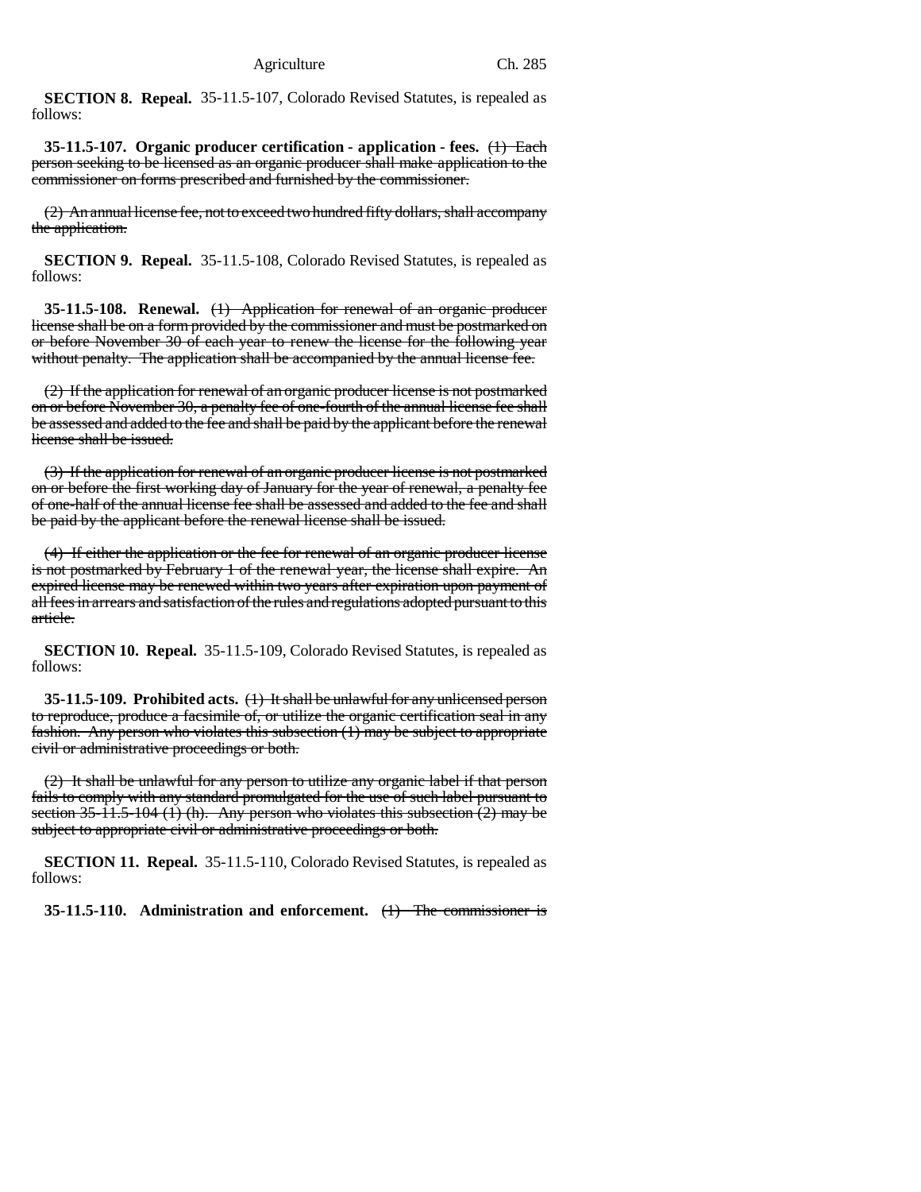**SECTION 8. Repeal.** 35-11.5-107, Colorado Revised Statutes, is repealed as follows:

**35-11.5-107. Organic producer certification - application - fees.** ~~(1) Each person seeking to be licensed as an organic producer shall make application to the commissioner on forms prescribed and furnished by the commissioner.~~

~~(2) An annual license fee, not to exceed two hundred fifty dollars, shall accompany the application.~~

**SECTION 9. Repeal.** 35-11.5-108, Colorado Revised Statutes, is repealed as follows:

**35-11.5-108. Renewal.** ~~(1) Application for renewal of an organic producer license shall be on a form provided by the commissioner and must be postmarked on or before November 30 of each year to renew the license for the following year without penalty. The application shall be accompanied by the annual license fee.~~

~~(2) If the application for renewal of an organic producer license is not postmarked on or before November 30, a penalty fee of one-fourth of the annual license fee shall be assessed and added to the fee and shall be paid by the applicant before the renewal license shall be issued.~~

~~(3) If the application for renewal of an organic producer license is not postmarked on or before the first working day of January for the year of renewal, a penalty fee of one-half of the annual license fee shall be assessed and added to the fee and shall be paid by the applicant before the renewal license shall be issued.~~

~~(4) If either the application or the fee for renewal of an organic producer license is not postmarked by February 1 of the renewal year, the license shall expire. An expired license may be renewed within two years after expiration upon payment of all fees in arrears and satisfaction of the rules and regulations adopted pursuant to this article.~~

**SECTION 10. Repeal.** 35-11.5-109, Colorado Revised Statutes, is repealed as follows:

**35-11.5-109. Prohibited acts.** ~~(1) It shall be unlawful for any unlicensed person to reproduce, produce a facsimile of, or utilize the organic certification seal in any fashion. Any person who violates this subsection (1) may be subject to appropriate civil or administrative proceedings or both.~~

~~(2) It shall be unlawful for any person to utilize any organic label if that person fails to comply with any standard promulgated for the use of such label pursuant to section 35-11.5-104 (1) (h). Any person who violates this subsection (2) may be subject to appropriate civil or administrative proceedings or both.~~

**SECTION 11. Repeal.** 35-11.5-110, Colorado Revised Statutes, is repealed as follows:

**35-11.5-110. Administration and enforcement.** ~~(1) The commissioner is~~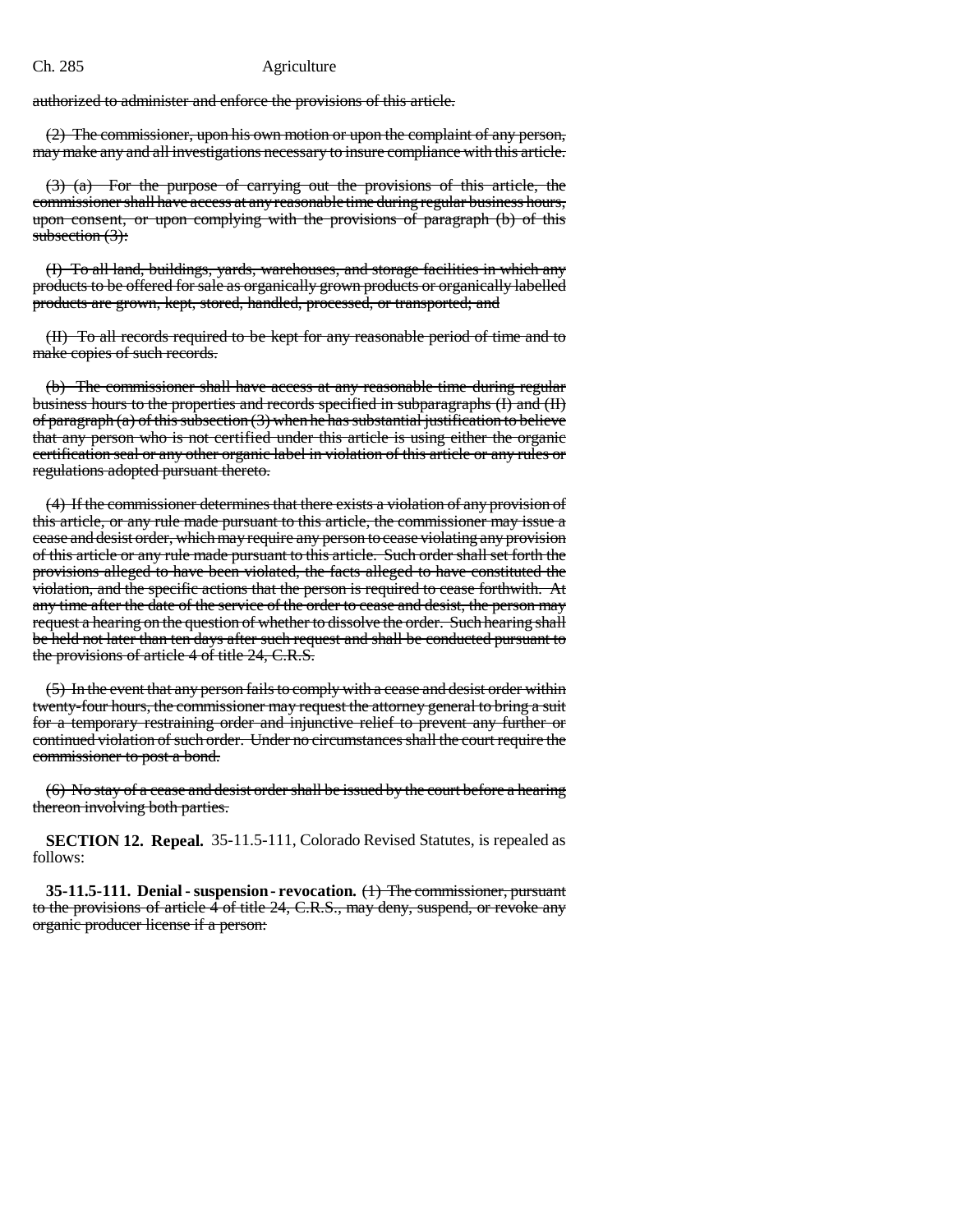authorized to administer and enforce the provisions of this article.

(2) The commissioner, upon his own motion or upon the complaint of any person, may make any and all investigations necessary to insure compliance with this article.

(3) (a) For the purpose of carrying out the provisions of this article, the commissioner shall have access at any reasonable time during regular business hours, upon consent, or upon complying with the provisions of paragraph (b) of this subsection (3):

(I) To all land, buildings, yards, warehouses, and storage facilities in which any products to be offered for sale as organically grown products or organically labelled products are grown, kept, stored, handled, processed, or transported; and

(II) To all records required to be kept for any reasonable period of time and to make copies of such records.

(b) The commissioner shall have access at any reasonable time during regular business hours to the properties and records specified in subparagraphs (I) and (II) of paragraph (a) of this subsection (3) when he has substantial justification to believe that any person who is not certified under this article is using either the organic certification seal or any other organic label in violation of this article or any rules or regulations adopted pursuant thereto.

(4) If the commissioner determines that there exists a violation of any provision of this article, or any rule made pursuant to this article, the commissioner may issue a cease and desist order, which may require any person to cease violating any provision of this article or any rule made pursuant to this article. Such order shall set forth the provisions alleged to have been violated, the facts alleged to have constituted the violation, and the specific actions that the person is required to cease forthwith. At any time after the date of the service of the order to cease and desist, the person may request a hearing on the question of whether to dissolve the order. Such hearing shall be held not later than ten days after such request and shall be conducted pursuant to the provisions of article 4 of title 24, C.R.S.

(5) In the event that any person fails to comply with a cease and desist order within twenty-four hours, the commissioner may request the attorney general to bring a suit for a temporary restraining order and injunctive relief to prevent any further or continued violation of such order. Under no circumstances shall the court require the commissioner to post a bond.

(6) No stay of a cease and desist order shall be issued by the court before a hearing thereon involving both parties.

**SECTION 12. Repeal.** 35-11.5-111, Colorado Revised Statutes, is repealed as follows:

**35-11.5-111. Denial - suspension - revocation.** (1) The commissioner, pursuant to the provisions of article 4 of title 24, C.R.S., may deny, suspend, or revoke any organic producer license if a person: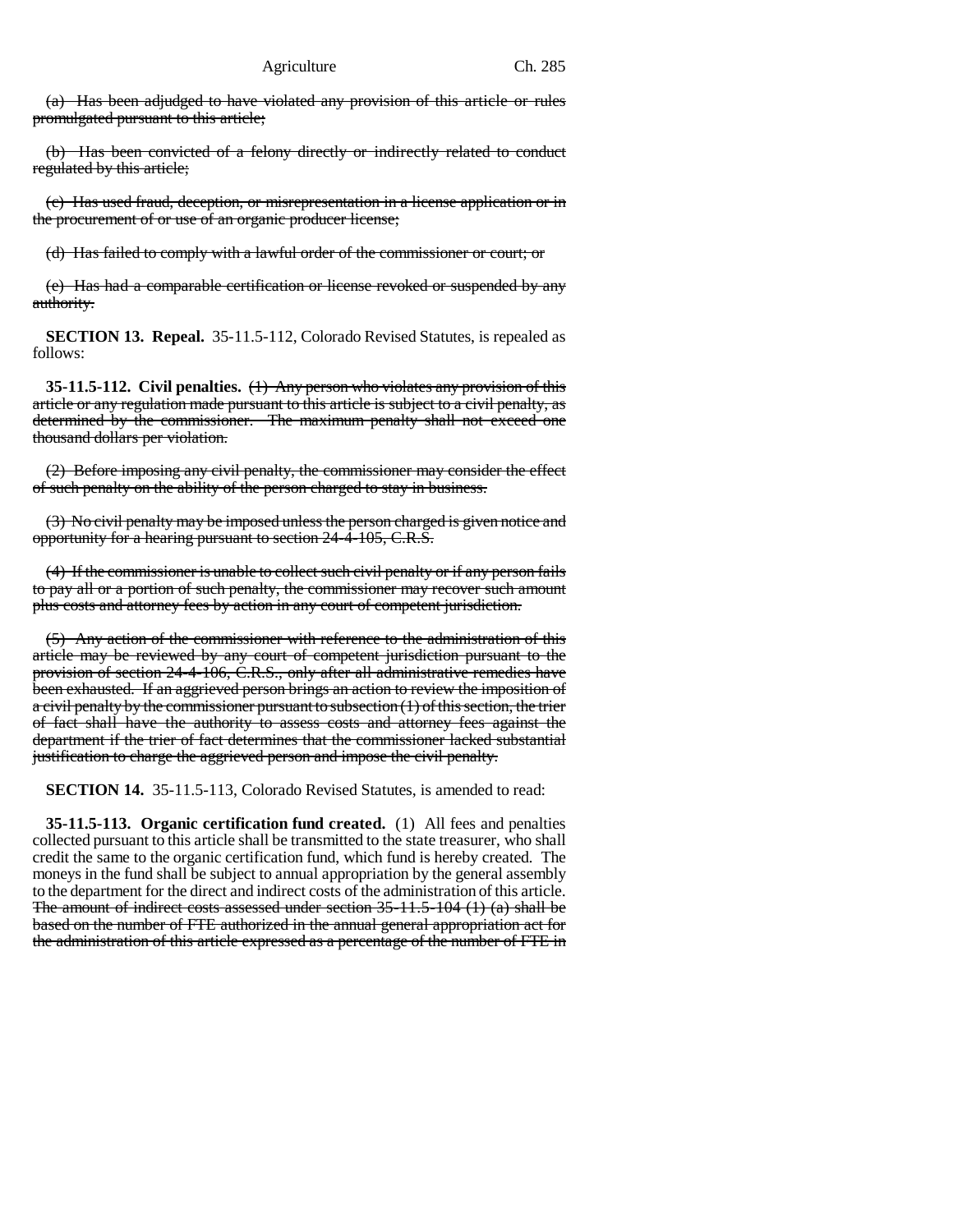(a) Has been adjudged to have violated any provision of this article or rules promulgated pursuant to this article;

(b) Has been convicted of a felony directly or indirectly related to conduct regulated by this article;

(c) Has used fraud, deception, or misrepresentation in a license application or in the procurement of or use of an organic producer license;

(d) Has failed to comply with a lawful order of the commissioner or court; or

(e) Has had a comparable certification or license revoked or suspended by any authority.

**SECTION 13. Repeal.** 35-11.5-112, Colorado Revised Statutes, is repealed as follows:

**35-11.5-112. Civil penalties.** (1) Any person who violates any provision of this article or any regulation made pursuant to this article is subject to a civil penalty, as determined by the commissioner. The maximum penalty shall not exceed one thousand dollars per violation.

(2) Before imposing any civil penalty, the commissioner may consider the effect of such penalty on the ability of the person charged to stay in business.

(3) No civil penalty may be imposed unless the person charged is given notice and opportunity for a hearing pursuant to section 24-4-105, C.R.S.

(4) If the commissioner is unable to collect such civil penalty or if any person fails to pay all or a portion of such penalty, the commissioner may recover such amount plus costs and attorney fees by action in any court of competent jurisdiction.

(5) Any action of the commissioner with reference to the administration of this article may be reviewed by any court of competent jurisdiction pursuant to the provision of section 24-4-106, C.R.S., only after all administrative remedies have been exhausted. If an aggrieved person brings an action to review the imposition of a civil penalty by the commissioner pursuant to subsection (1) of this section, the trier of fact shall have the authority to assess costs and attorney fees against the department if the trier of fact determines that the commissioner lacked substantial justification to charge the aggrieved person and impose the civil penalty.

**SECTION 14.** 35-11.5-113, Colorado Revised Statutes, is amended to read:

**35-11.5-113. Organic certification fund created.** (1) All fees and penalties collected pursuant to this article shall be transmitted to the state treasurer, who shall credit the same to the organic certification fund, which fund is hereby created. The moneys in the fund shall be subject to annual appropriation by the general assembly to the department for the direct and indirect costs of the administration of this article. The amount of indirect costs assessed under section 35-11.5-104 (1) (a) shall be based on the number of FTE authorized in the annual general appropriation act for the administration of this article expressed as a percentage of the number of FTE in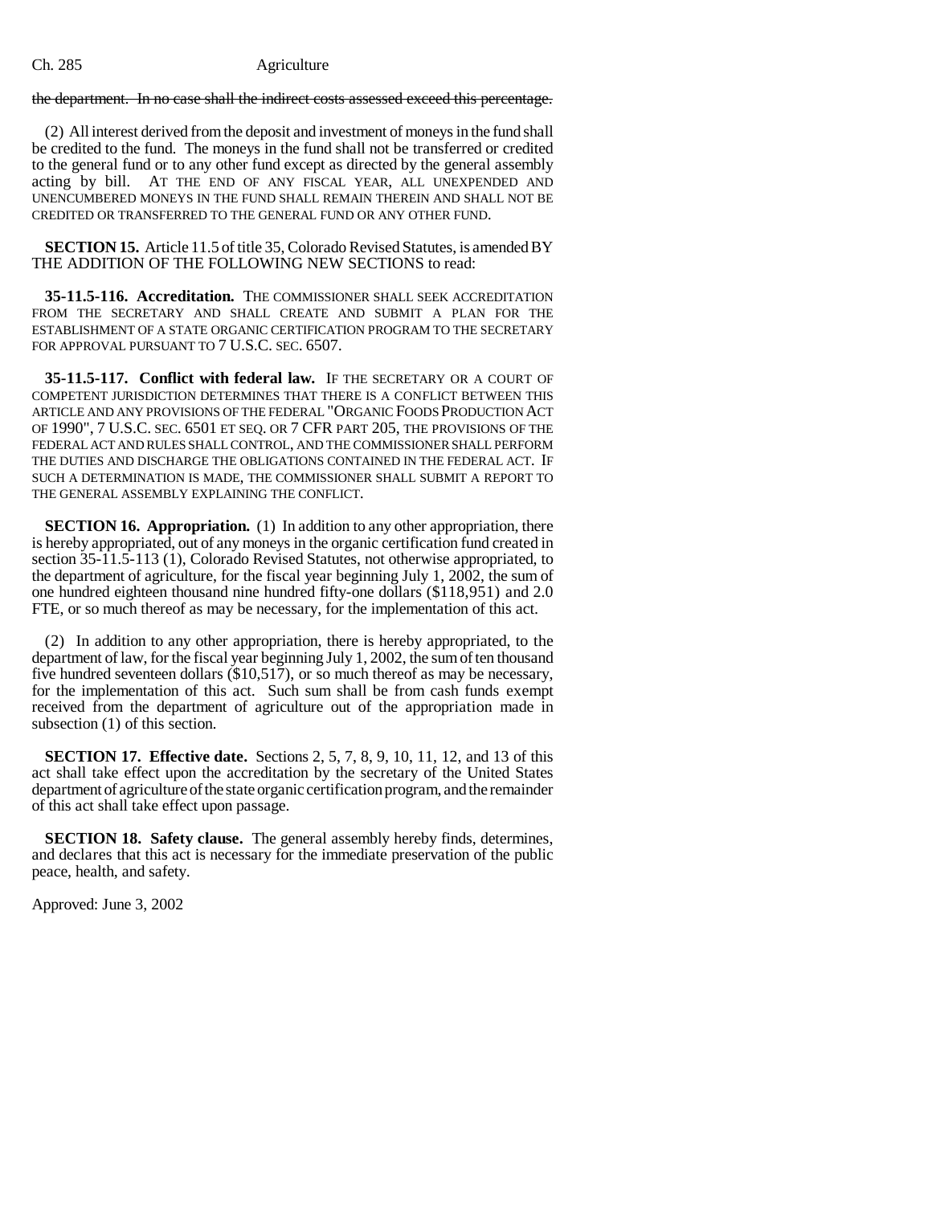~~the department. In no case shall the indirect costs assessed exceed this percentage.~~

(2) All interest derived from the deposit and investment of moneys in the fund shall be credited to the fund. The moneys in the fund shall not be transferred or credited to the general fund or to any other fund except as directed by the general assembly acting by bill. AT THE END OF ANY FISCAL YEAR, ALL UNEXPENDED AND UNENCUMBERED MONEYS IN THE FUND SHALL REMAIN THEREIN AND SHALL NOT BE CREDITED OR TRANSFERRED TO THE GENERAL FUND OR ANY OTHER FUND.

**SECTION 15.** Article 11.5 of title 35, Colorado Revised Statutes, is amended BY THE ADDITION OF THE FOLLOWING NEW SECTIONS to read:

**35-11.5-116. Accreditation.** THE COMMISSIONER SHALL SEEK ACCREDITATION FROM THE SECRETARY AND SHALL CREATE AND SUBMIT A PLAN FOR THE ESTABLISHMENT OF A STATE ORGANIC CERTIFICATION PROGRAM TO THE SECRETARY FOR APPROVAL PURSUANT TO 7 U.S.C. SEC. 6507.

**35-11.5-117. Conflict with federal law.** IF THE SECRETARY OR A COURT OF COMPETENT JURISDICTION DETERMINES THAT THERE IS A CONFLICT BETWEEN THIS ARTICLE AND ANY PROVISIONS OF THE FEDERAL "ORGANIC FOODS PRODUCTION ACT OF 1990", 7 U.S.C. SEC. 6501 ET SEQ. OR 7 CFR PART 205, THE PROVISIONS OF THE FEDERAL ACT AND RULES SHALL CONTROL, AND THE COMMISSIONER SHALL PERFORM THE DUTIES AND DISCHARGE THE OBLIGATIONS CONTAINED IN THE FEDERAL ACT. IF SUCH A DETERMINATION IS MADE, THE COMMISSIONER SHALL SUBMIT A REPORT TO THE GENERAL ASSEMBLY EXPLAINING THE CONFLICT.

**SECTION 16. Appropriation.** (1) In addition to any other appropriation, there is hereby appropriated, out of any moneys in the organic certification fund created in section 35-11.5-113 (1), Colorado Revised Statutes, not otherwise appropriated, to the department of agriculture, for the fiscal year beginning July 1, 2002, the sum of one hundred eighteen thousand nine hundred fifty-one dollars ($118,951) and 2.0 FTE, or so much thereof as may be necessary, for the implementation of this act.

(2) In addition to any other appropriation, there is hereby appropriated, to the department of law, for the fiscal year beginning July 1, 2002, the sum of ten thousand five hundred seventeen dollars ($10,517), or so much thereof as may be necessary, for the implementation of this act. Such sum shall be from cash funds exempt received from the department of agriculture out of the appropriation made in subsection (1) of this section.

**SECTION 17. Effective date.** Sections 2, 5, 7, 8, 9, 10, 11, 12, and 13 of this act shall take effect upon the accreditation by the secretary of the United States department of agriculture of the state organic certification program, and the remainder of this act shall take effect upon passage.

**SECTION 18. Safety clause.** The general assembly hereby finds, determines, and declares that this act is necessary for the immediate preservation of the public peace, health, and safety.

Approved: June 3, 2002